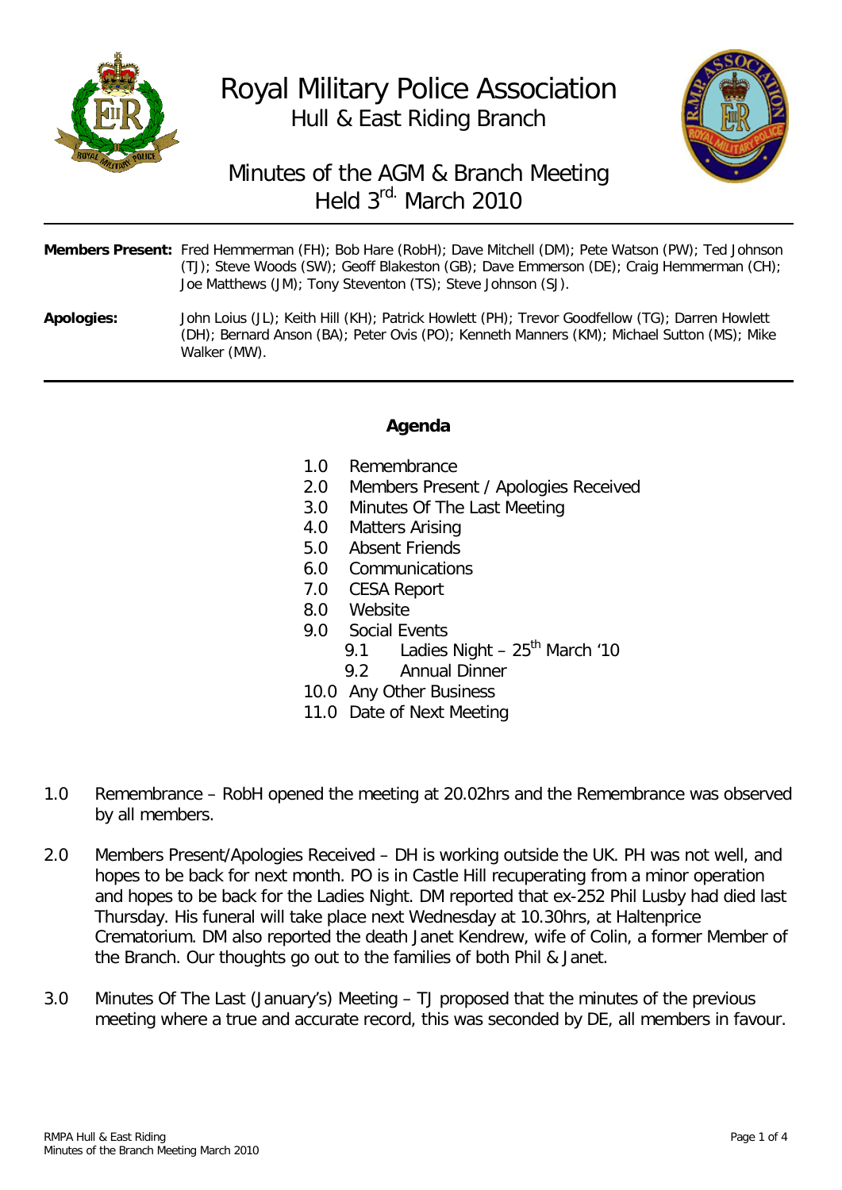# Royal Military Police Association

## Hull & East Riding Branch

## Minutes of the AGM & Branch Meeting Held 3rd. March 2010

**Members Present:** Fred Hemmerman (FH); Bob Hare (RobH); Dave Mitchell (DM); Pete Watson (PW); Ted Johnson (TJ); Steve Woods (SW); Geoff Blakeston (GB); Dave Emmerson (DE); Craig Hemmerman (CH); Joe Matthews (JM); Tony Steventon (TS); Steve Johnson (SJ).

**Apologies:** John Loius (JL); Keith Hill (KH); Patrick Howlett (PH); Trevor Goodfellow (TG); Darren Howlett (DH); Bernard Anson (BA); Peter Ovis (PO); Kenneth Manners (KM); Michael Sutton (MS); Mike Walker (MW).

---

### Agenda

- 1.0 Remembrance
- 2.0 Members Present / Apologies Received
- 3.0 Minutes Of The Last Meeting
- 4.0 Matters Arising
- 5.0 Absent Friends
- 6.0 Communications
- 7.0 CESA Report
- 8.0 Website
- 9.0 Social Events
  - 9.1 Ladies Night – 25th March '10
  - 9.2 Annual Dinner
- 10.0 Any Other Business
- 11.0 Date of Next Meeting

1.0 Remembrance – RobH opened the meeting at 20.02hrs and the Remembrance was observed by all members.

2.0 Members Present/Apologies Received – DH is working outside the UK. PH was not well, and hopes to be back for next month. PO is in Castle Hill recuperating from a minor operation and hopes to be back for the Ladies Night. DM reported that ex-252 Phil Lusby had died last Thursday. His funeral will take place next Wednesday at 10.30hrs, at Haltenprice Crematorium. DM also reported the death Janet Kendrew, wife of Colin, a former Member of the Branch. Our thoughts go out to the families of both Phil & Janet.

3.0 Minutes Of The Last (January's) Meeting – TJ proposed that the minutes of the previous meeting where a true and accurate record, this was seconded by DE, all members in favour.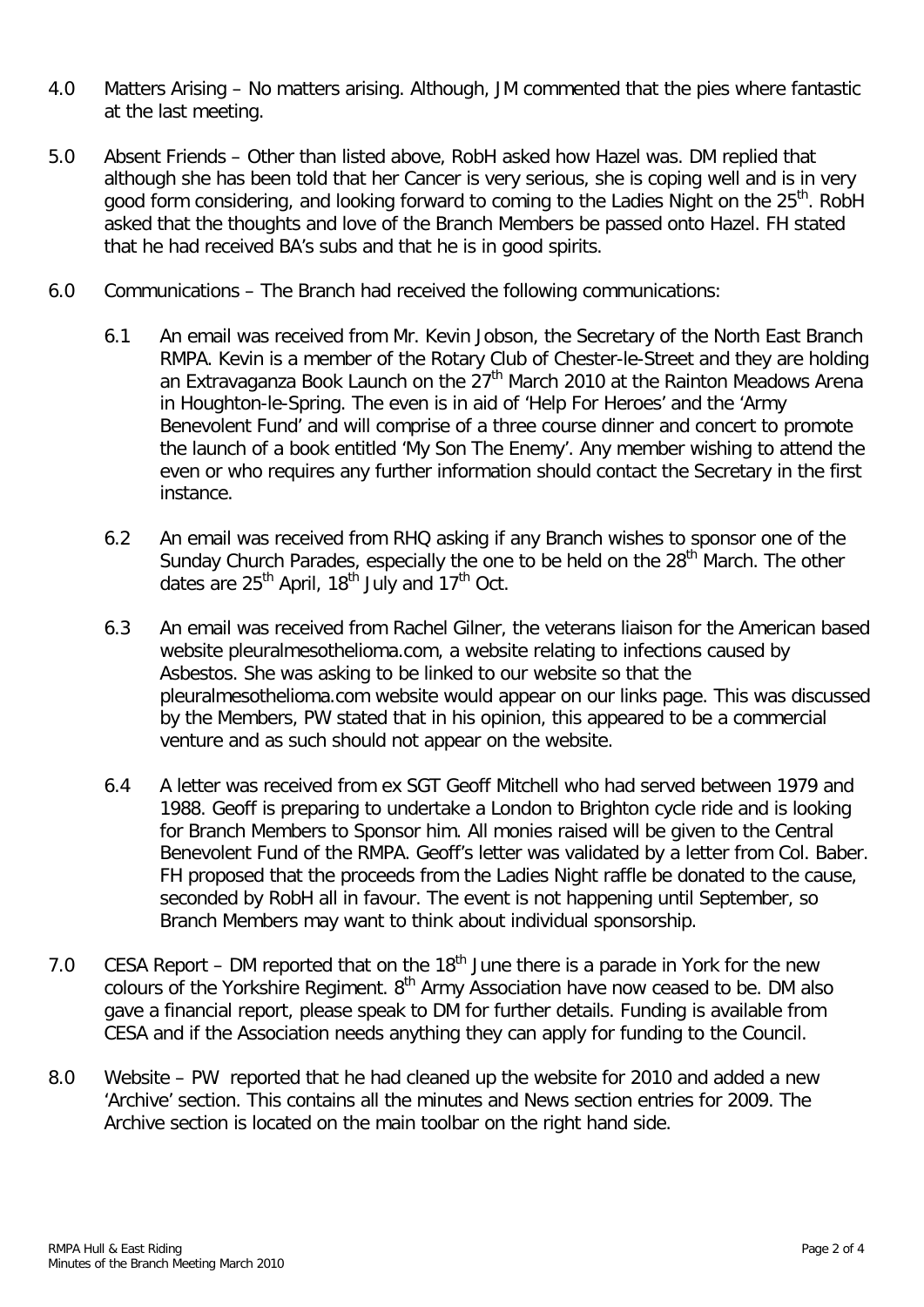4.0 Matters Arising – No matters arising. Although, JM commented that the pies where fantastic at the last meeting.

5.0 Absent Friends – Other than listed above, RobH asked how Hazel was. DM replied that although she has been told that her Cancer is very serious, she is coping well and is in very good form considering, and looking forward to coming to the Ladies Night on the 25th. RobH asked that the thoughts and love of the Branch Members be passed onto Hazel. FH stated that he had received BA's subs and that he is in good spirits.

6.0 Communications – The Branch had received the following communications:

6.1 An email was received from Mr. Kevin Jobson, the Secretary of the North East Branch RMPA. Kevin is a member of the Rotary Club of Chester-le-Street and they are holding an Extravaganza Book Launch on the 27th March 2010 at the Rainton Meadows Arena in Houghton-le-Spring. The even is in aid of 'Help For Heroes' and the 'Army Benevolent Fund' and will comprise of a three course dinner and concert to promote the launch of a book entitled 'My Son The Enemy'. Any member wishing to attend the even or who requires any further information should contact the Secretary in the first instance.

6.2 An email was received from RHQ asking if any Branch wishes to sponsor one of the Sunday Church Parades, especially the one to be held on the 28th March. The other dates are 25th April, 18th July and 17th Oct.

6.3 An email was received from Rachel Gilner, the veterans liaison for the American based website pleuralmesothelioma.com, a website relating to infections caused by Asbestos. She was asking to be linked to our website so that the pleuralmesothelioma.com website would appear on our links page. This was discussed by the Members, PW stated that in his opinion, this appeared to be a commercial venture and as such should not appear on the website.

6.4 A letter was received from ex SGT Geoff Mitchell who had served between 1979 and 1988. Geoff is preparing to undertake a London to Brighton cycle ride and is looking for Branch Members to Sponsor him. All monies raised will be given to the Central Benevolent Fund of the RMPA. Geoff's letter was validated by a letter from Col. Baber. FH proposed that the proceeds from the Ladies Night raffle be donated to the cause, seconded by RobH all in favour. The event is not happening until September, so Branch Members may want to think about individual sponsorship.

7.0 CESA Report – DM reported that on the 18th June there is a parade in York for the new colours of the Yorkshire Regiment. 8th Army Association have now ceased to be. DM also gave a financial report, please speak to DM for further details. Funding is available from CESA and if the Association needs anything they can apply for funding to the Council.

8.0 Website – PW reported that he had cleaned up the website for 2010 and added a new 'Archive' section. This contains all the minutes and News section entries for 2009. The Archive section is located on the main toolbar on the right hand side.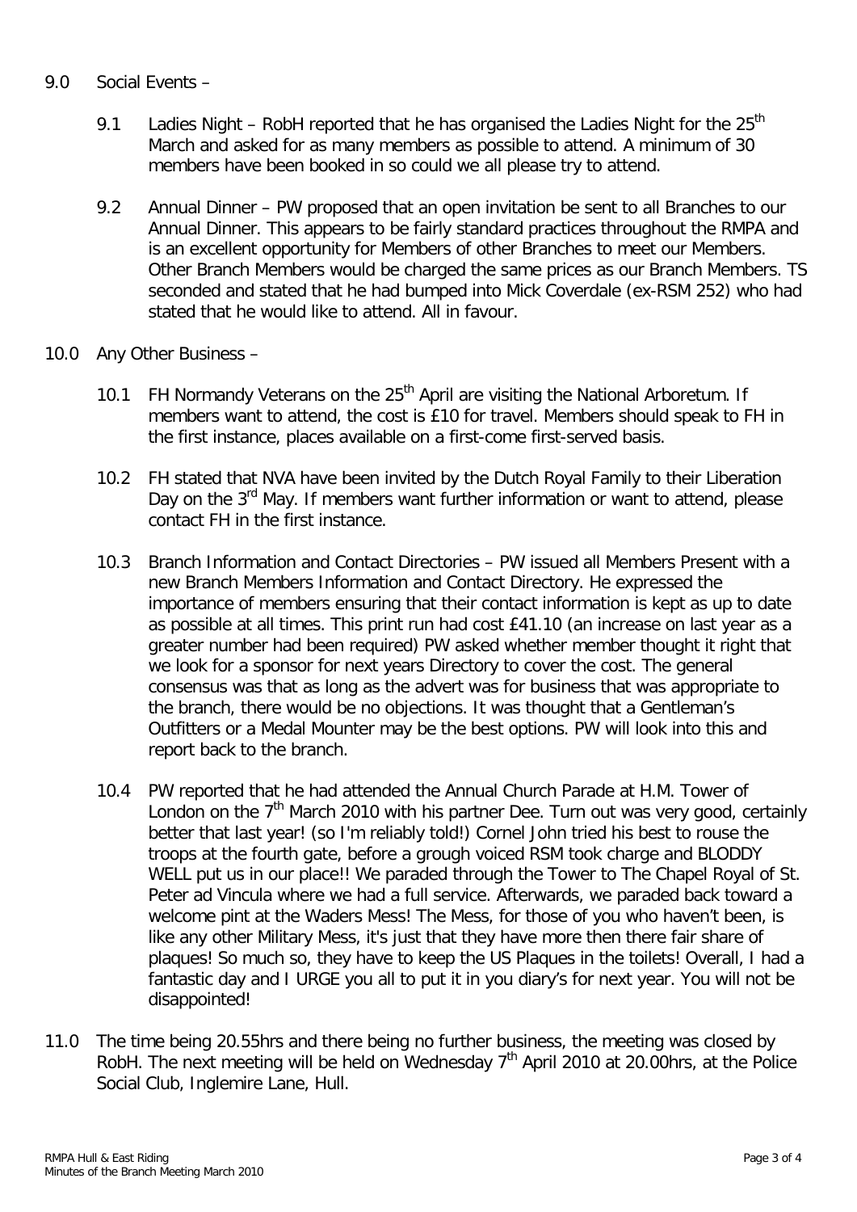9.0 Social Events –

  9.1 Ladies Night – RobH reported that he has organised the Ladies Night for the 25th March and asked for as many members as possible to attend. A minimum of 30 members have been booked in so could we all please try to attend.

  9.2 Annual Dinner – PW proposed that an open invitation be sent to all Branches to our Annual Dinner. This appears to be fairly standard practices throughout the RMPA and is an excellent opportunity for Members of other Branches to meet our Members. Other Branch Members would be charged the same prices as our Branch Members. TS seconded and stated that he had bumped into Mick Coverdale (ex-RSM 252) who had stated that he would like to attend. All in favour.

10.0 Any Other Business –

  10.1 FH Normandy Veterans on the 25th April are visiting the National Arboretum. If members want to attend, the cost is £10 for travel. Members should speak to FH in the first instance, places available on a first-come first-served basis.

  10.2 FH stated that NVA have been invited by the Dutch Royal Family to their Liberation Day on the 3rd May. If members want further information or want to attend, please contact FH in the first instance.

  10.3 Branch Information and Contact Directories – PW issued all Members Present with a new Branch Members Information and Contact Directory. He expressed the importance of members ensuring that their contact information is kept as up to date as possible at all times. This print run had cost £41.10 (an increase on last year as a greater number had been required) PW asked whether member thought it right that we look for a sponsor for next years Directory to cover the cost. The general consensus was that as long as the advert was for business that was appropriate to the branch, there would be no objections. It was thought that a Gentleman's Outfitters or a Medal Mounter may be the best options. PW will look into this and report back to the branch.

  10.4 PW reported that he had attended the Annual Church Parade at H.M. Tower of London on the 7th March 2010 with his partner Dee. Turn out was very good, certainly better that last year! (so I'm reliably told!) Cornel John tried his best to rouse the troops at the fourth gate, before a grough voiced RSM took charge and BLODDY WELL put us in our place!! We paraded through the Tower to The Chapel Royal of St. Peter ad Vincula where we had a full service. Afterwards, we paraded back toward a welcome pint at the Waders Mess! The Mess, for those of you who haven't been, is like any other Military Mess, it's just that they have more then there fair share of plaques! So much so, they have to keep the US Plaques in the toilets! Overall, I had a fantastic day and I URGE you all to put it in you diary's for next year. You will not be disappointed!

11.0 The time being 20.55hrs and there being no further business, the meeting was closed by RobH. The next meeting will be held on Wednesday 7th April 2010 at 20.00hrs, at the Police Social Club, Inglemire Lane, Hull.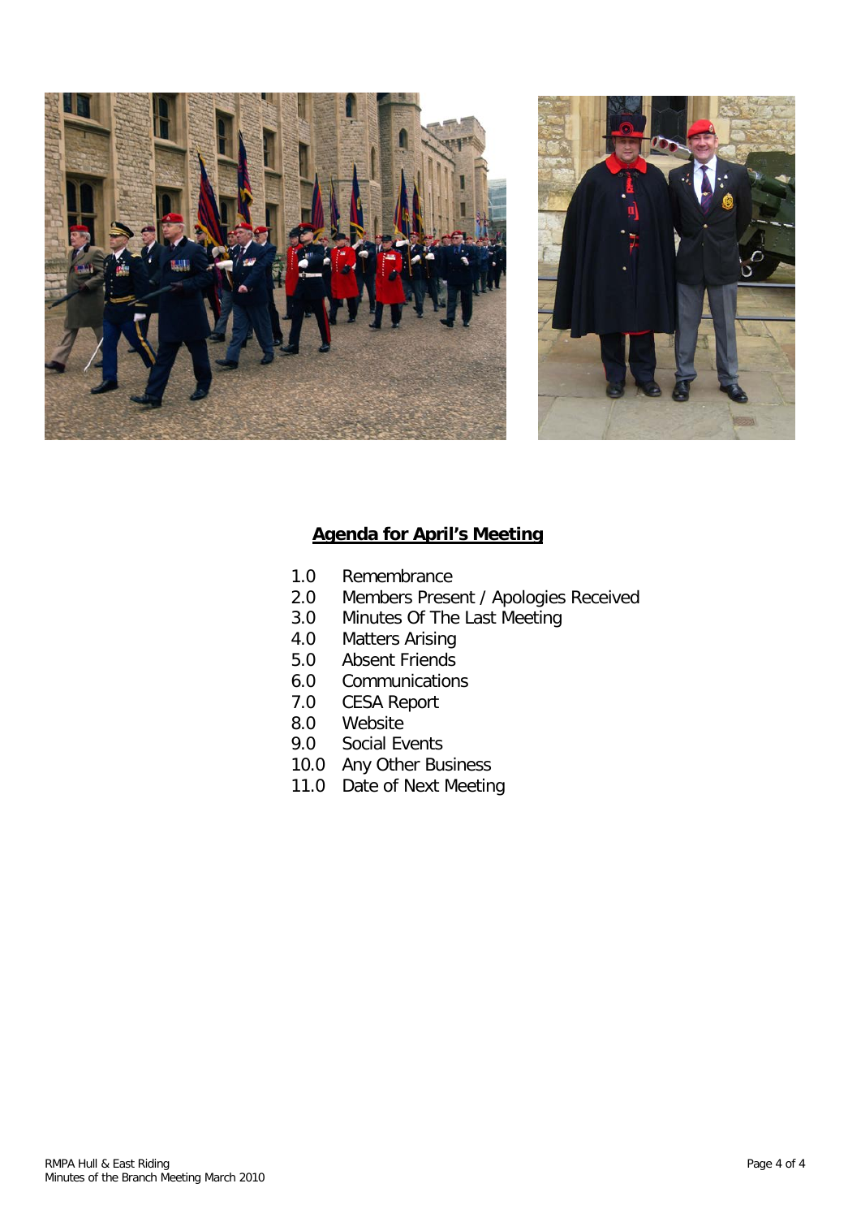## Agenda for April's Meeting

1.0 Remembrance
2.0 Members Present / Apologies Received
3.0 Minutes Of The Last Meeting
4.0 Matters Arising
5.0 Absent Friends
6.0 Communications
7.0 CESA Report
8.0 Website
9.0 Social Events
10.0 Any Other Business
11.0 Date of Next Meeting